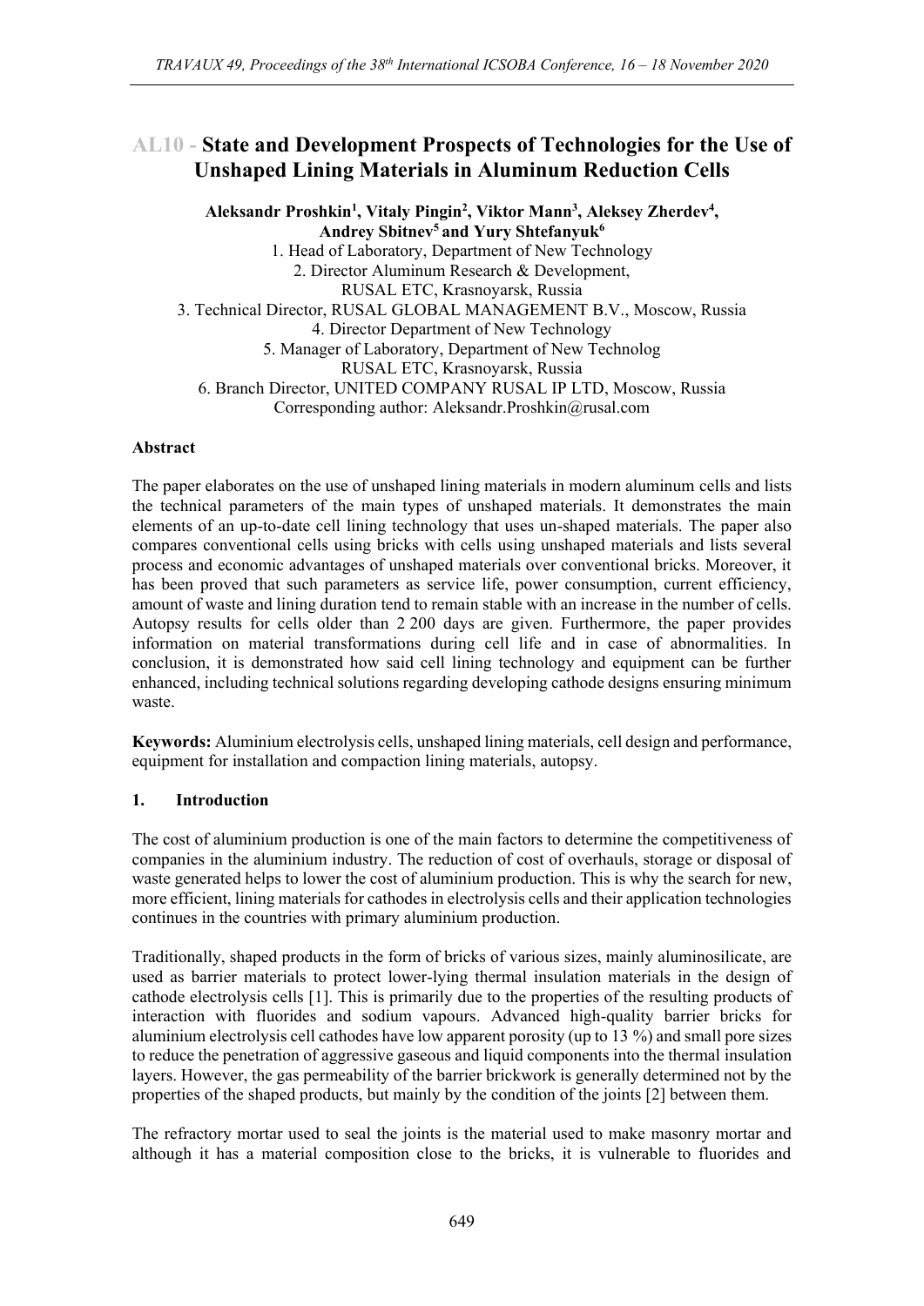# AL10 - State and Development Prospects of Technologies for the Use of Unshaped Lining Materials in Aluminum Reduction Cells

**Aleksandr Proshkin[1], Vitaly Pingin[2], Viktor Mann[3], Aleksey Zherdev[4], Andrey Sbitnev[5] and Yury Shtefanyuk[6]**

1. Head of Laboratory, Department of New Technology
2. Director Aluminum Research & Development,
RUSAL ETC, Krasnoyarsk, Russia
3. Technical Director, RUSAL GLOBAL MANAGEMENT B.V., Moscow, Russia
4. Director Department of New Technology
5. Manager of Laboratory, Department of New Technolog
RUSAL ETC, Krasnoyarsk, Russia
6. Branch Director, UNITED COMPANY RUSAL IP LTD, Moscow, Russia

Corresponding author: Aleksandr.Proshkin@rusal.com

### Abstract

The paper elaborates on the use of unshaped lining materials in modern aluminum cells and lists the technical parameters of the main types of unshaped materials. It demonstrates the main elements of an up-to-date cell lining technology that uses un-shaped materials. The paper also compares conventional cells using bricks with cells using unshaped materials and lists several process and economic advantages of unshaped materials over conventional bricks. Moreover, it has been proved that such parameters as service life, power consumption, current efficiency, amount of waste and lining duration tend to remain stable with an increase in the number of cells. Autopsy results for cells older than 2 200 days are given. Furthermore, the paper provides information on material transformations during cell life and in case of abnormalities. In conclusion, it is demonstrated how said cell lining technology and equipment can be further enhanced, including technical solutions regarding developing cathode designs ensuring minimum waste.

**Keywords:** Aluminium electrolysis cells, unshaped lining materials, cell design and performance, equipment for installation and compaction lining materials, autopsy.

## 1. Introduction

The cost of aluminium production is one of the main factors to determine the competitiveness of companies in the aluminium industry. The reduction of cost of overhauls, storage or disposal of waste generated helps to lower the cost of aluminium production. This is why the search for new, more efficient, lining materials for cathodes in electrolysis cells and their application technologies continues in the countries with primary aluminium production.

Traditionally, shaped products in the form of bricks of various sizes, mainly aluminosilicate, are used as barrier materials to protect lower-lying thermal insulation materials in the design of cathode electrolysis cells [1]. This is primarily due to the properties of the resulting products of interaction with fluorides and sodium vapours. Advanced high-quality barrier bricks for aluminium electrolysis cell cathodes have low apparent porosity (up to 13 %) and small pore sizes to reduce the penetration of aggressive gaseous and liquid components into the thermal insulation layers. However, the gas permeability of the barrier brickwork is generally determined not by the properties of the shaped products, but mainly by the condition of the joints [2] between them.

The refractory mortar used to seal the joints is the material used to make masonry mortar and although it has a material composition close to the bricks, it is vulnerable to fluorides and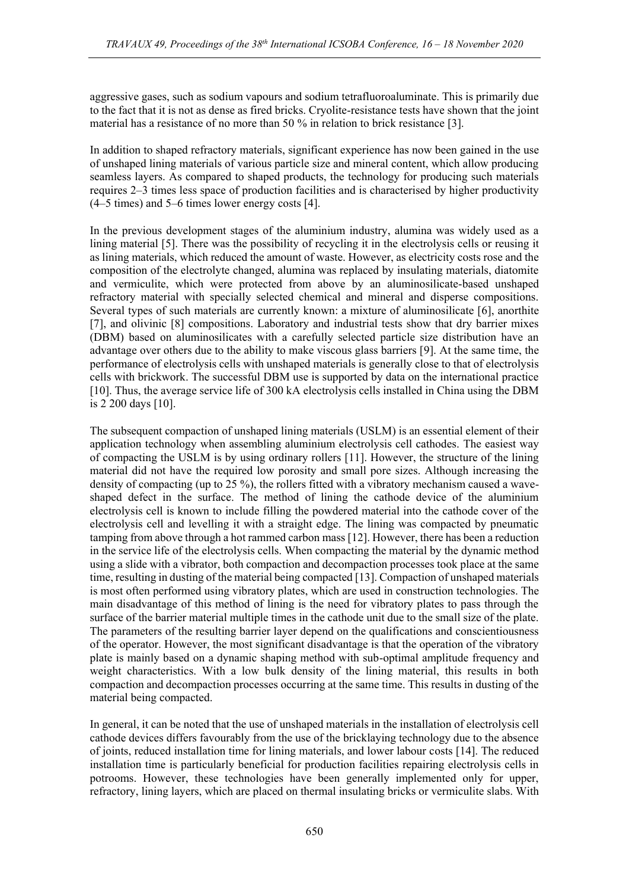aggressive gases, such as sodium vapours and sodium tetrafluoroaluminate. This is primarily due to the fact that it is not as dense as fired bricks. Cryolite-resistance tests have shown that the joint material has a resistance of no more than 50 % in relation to brick resistance [3].

In addition to shaped refractory materials, significant experience has now been gained in the use of unshaped lining materials of various particle size and mineral content, which allow producing seamless layers. As compared to shaped products, the technology for producing such materials requires 2–3 times less space of production facilities and is characterised by higher productivity (4–5 times) and 5–6 times lower energy costs [4].

In the previous development stages of the aluminium industry, alumina was widely used as a lining material [5]. There was the possibility of recycling it in the electrolysis cells or reusing it as lining materials, which reduced the amount of waste. However, as electricity costs rose and the composition of the electrolyte changed, alumina was replaced by insulating materials, diatomite and vermiculite, which were protected from above by an aluminosilicate-based unshaped refractory material with specially selected chemical and mineral and disperse compositions. Several types of such materials are currently known: a mixture of aluminosilicate [6], anorthite [7], and olivinic [8] compositions. Laboratory and industrial tests show that dry barrier mixes (DBM) based on aluminosilicates with a carefully selected particle size distribution have an advantage over others due to the ability to make viscous glass barriers [9]. At the same time, the performance of electrolysis cells with unshaped materials is generally close to that of electrolysis cells with brickwork. The successful DBM use is supported by data on the international practice [10]. Thus, the average service life of 300 kA electrolysis cells installed in China using the DBM is 2 200 days [10].

The subsequent compaction of unshaped lining materials (USLM) is an essential element of their application technology when assembling aluminium electrolysis cell cathodes. The easiest way of compacting the USLM is by using ordinary rollers [11]. However, the structure of the lining material did not have the required low porosity and small pore sizes. Although increasing the density of compacting (up to 25 %), the rollers fitted with a vibratory mechanism caused a wave-shaped defect in the surface. The method of lining the cathode device of the aluminium electrolysis cell is known to include filling the powdered material into the cathode cover of the electrolysis cell and levelling it with a straight edge. The lining was compacted by pneumatic tamping from above through a hot rammed carbon mass [12]. However, there has been a reduction in the service life of the electrolysis cells. When compacting the material by the dynamic method using a slide with a vibrator, both compaction and decompaction processes took place at the same time, resulting in dusting of the material being compacted [13]. Compaction of unshaped materials is most often performed using vibratory plates, which are used in construction technologies. The main disadvantage of this method of lining is the need for vibratory plates to pass through the surface of the barrier material multiple times in the cathode unit due to the small size of the plate. The parameters of the resulting barrier layer depend on the qualifications and conscientiousness of the operator. However, the most significant disadvantage is that the operation of the vibratory plate is mainly based on a dynamic shaping method with sub-optimal amplitude frequency and weight characteristics. With a low bulk density of the lining material, this results in both compaction and decompaction processes occurring at the same time. This results in dusting of the material being compacted.

In general, it can be noted that the use of unshaped materials in the installation of electrolysis cell cathode devices differs favourably from the use of the bricklaying technology due to the absence of joints, reduced installation time for lining materials, and lower labour costs [14]. The reduced installation time is particularly beneficial for production facilities repairing electrolysis cells in potrooms. However, these technologies have been generally implemented only for upper, refractory, lining layers, which are placed on thermal insulating bricks or vermiculite slabs. With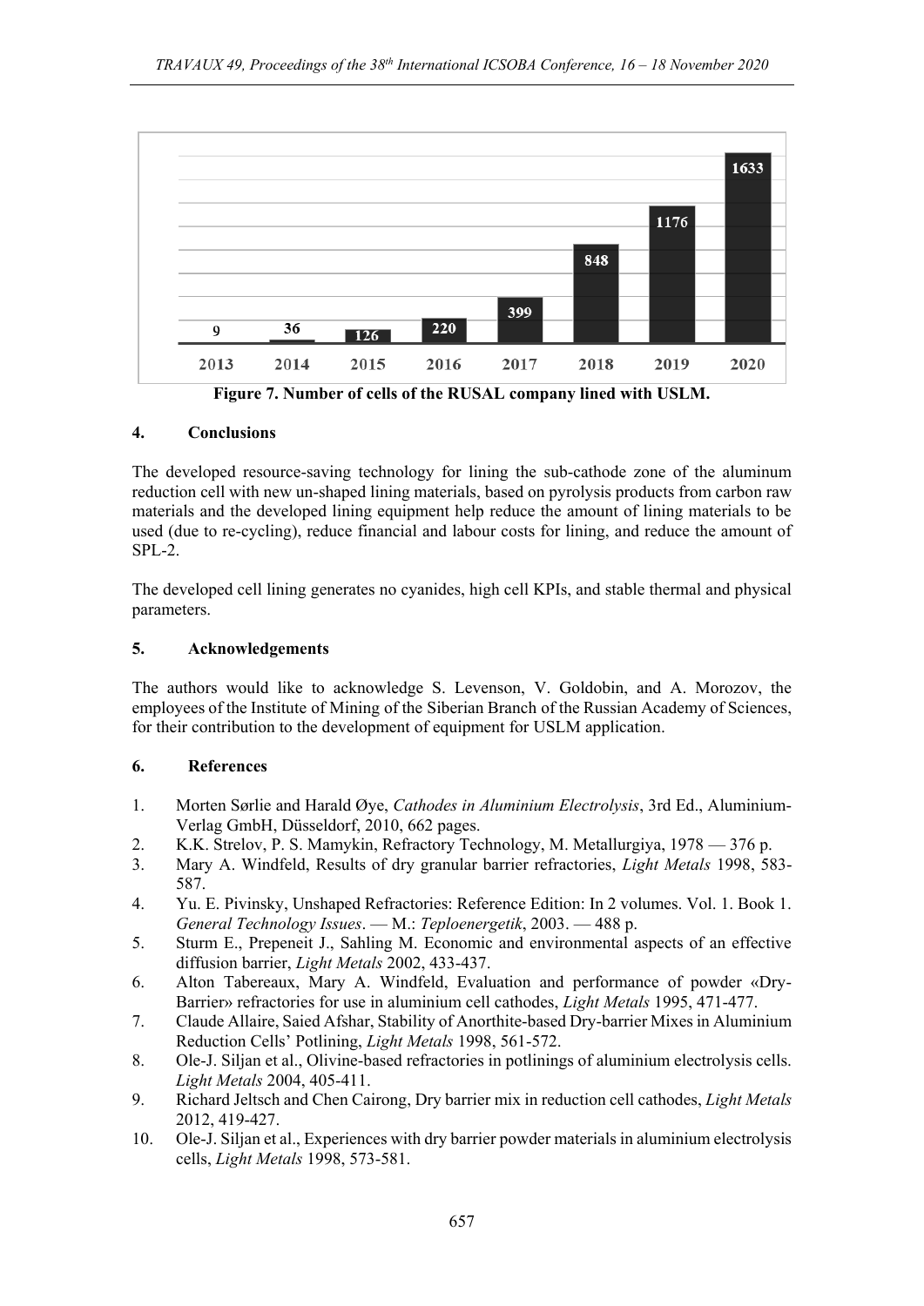**Figure 7. Number of cells of the RUSAL company lined with USLM.**

## 4. Conclusions

The developed resource-saving technology for lining the sub-cathode zone of the aluminum reduction cell with new un-shaped lining materials, based on pyrolysis products from carbon raw materials and the developed lining equipment help reduce the amount of lining materials to be used (due to re-cycling), reduce financial and labour costs for lining, and reduce the amount of SPL-2.

The developed cell lining generates no cyanides, high cell KPIs, and stable thermal and physical parameters.

## 5. Acknowledgements

The authors would like to acknowledge S. Levenson, V. Goldobin, and A. Morozov, the employees of the Institute of Mining of the Siberian Branch of the Russian Academy of Sciences, for their contribution to the development of equipment for USLM application.

## 6. References

1. Morten Sørlie and Harald Øye, *Cathodes in Aluminium Electrolysis*, 3rd Ed., Aluminium-Verlag GmbH, Düsseldorf, 2010, 662 pages.
2. K.K. Strelov, P. S. Mamykin, Refractory Technology, M. Metallurgiya, 1978 — 376 p.
3. Mary A. Windfeld, Results of dry granular barrier refractories, *Light Metals* 1998, 583-587.
4. Yu. E. Pivinsky, Unshaped Refractories: Reference Edition: In 2 volumes. Vol. 1. Book 1. *General Technology Issues*. — M.: *Teploenergetik*, 2003. — 488 p.
5. Sturm E., Prepeneit J., Sahling M. Economic and environmental aspects of an effective diffusion barrier, *Light Metals* 2002, 433-437.
6. Alton Tabereaux, Mary A. Windfeld, Evaluation and performance of powder «Dry-Barrier» refractories for use in aluminium cell cathodes, *Light Metals* 1995, 471-477.
7. Claude Allaire, Saied Afshar, Stability of Anorthite-based Dry-barrier Mixes in Aluminium Reduction Cells' Potlining, *Light Metals* 1998, 561-572.
8. Ole-J. Siljan et al., Olivine-based refractories in potlinings of aluminium electrolysis cells. *Light Metals* 2004, 405-411.
9. Richard Jeltsch and Chen Cairong, Dry barrier mix in reduction cell cathodes, *Light Metals* 2012, 419-427.
10. Ole-J. Siljan et al., Experiences with dry barrier powder materials in aluminium electrolysis cells, *Light Metals* 1998, 573-581.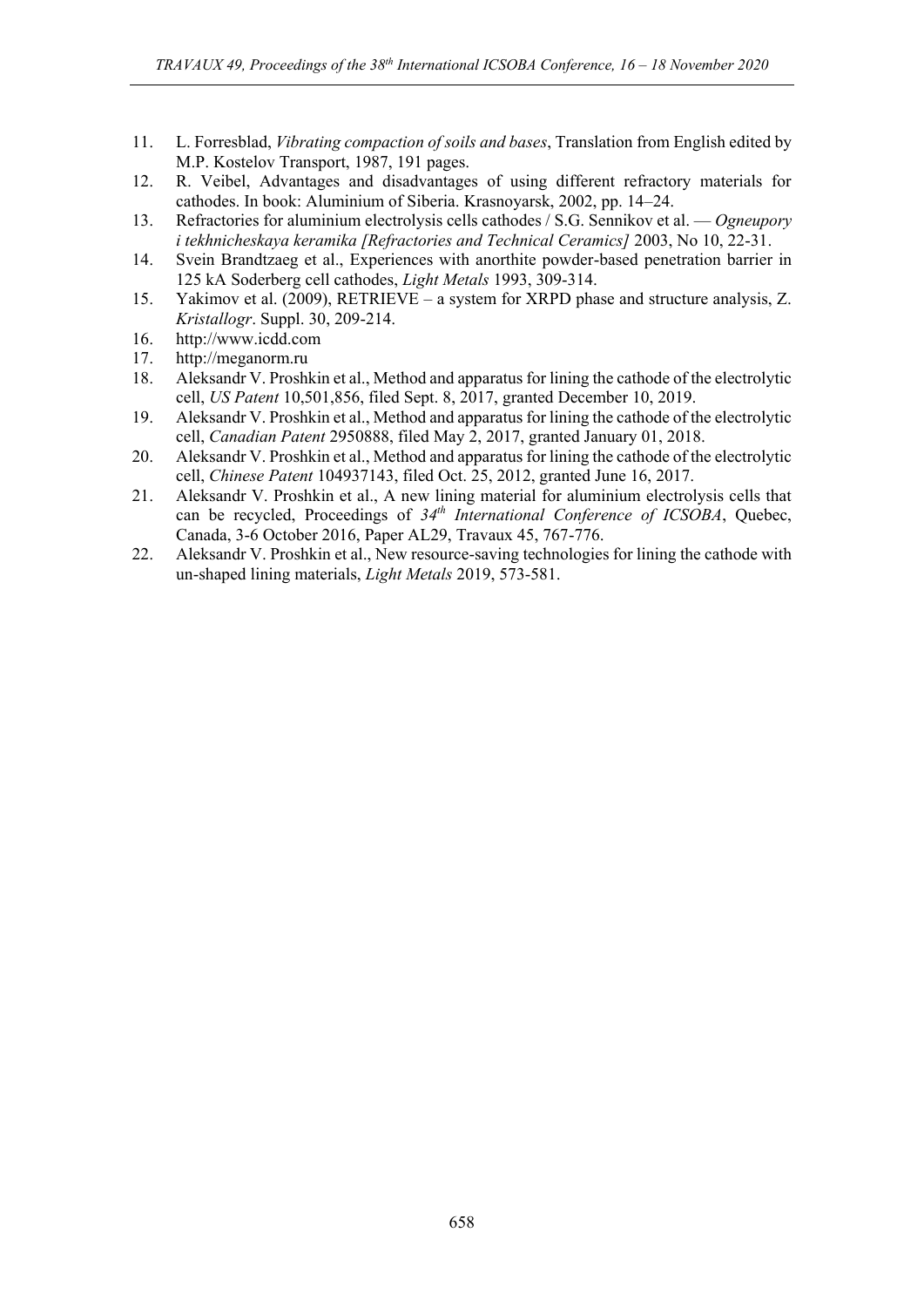11. L. Forresblad, *Vibrating compaction of soils and bases*, Translation from English edited by M.P. Kostelov Transport, 1987, 191 pages.
12. R. Veibel, Advantages and disadvantages of using different refractory materials for cathodes. In book: Aluminium of Siberia. Krasnoyarsk, 2002, pp. 14–24.
13. Refractories for aluminium electrolysis cells cathodes / S.G. Sennikov et al. — *Ogneupory i tekhnicheskaya keramika [Refractories and Technical Ceramics]* 2003, No 10, 22-31.
14. Svein Brandtzaeg et al., Experiences with anorthite powder-based penetration barrier in 125 kA Soderberg cell cathodes, *Light Metals* 1993, 309-314.
15. Yakimov et al. (2009), RETRIEVE – a system for XRPD phase and structure analysis, Z. *Kristallogr*. Suppl. 30, 209-214.
16. http://www.icdd.com
17. http://meganorm.ru
18. Aleksandr V. Proshkin et al., Method and apparatus for lining the cathode of the electrolytic cell, *US Patent* 10,501,856, filed Sept. 8, 2017, granted December 10, 2019.
19. Aleksandr V. Proshkin et al., Method and apparatus for lining the cathode of the electrolytic cell, *Canadian Patent* 2950888, filed May 2, 2017, granted January 01, 2018.
20. Aleksandr V. Proshkin et al., Method and apparatus for lining the cathode of the electrolytic cell, *Chinese Patent* 104937143, filed Oct. 25, 2012, granted June 16, 2017.
21. Aleksandr V. Proshkin et al., A new lining material for aluminium electrolysis cells that can be recycled, Proceedings of *34th International Conference of ICSOBA*, Quebec, Canada, 3-6 October 2016, Paper AL29, Travaux 45, 767-776.
22. Aleksandr V. Proshkin et al., New resource-saving technologies for lining the cathode with un-shaped lining materials, *Light Metals* 2019, 573-581.